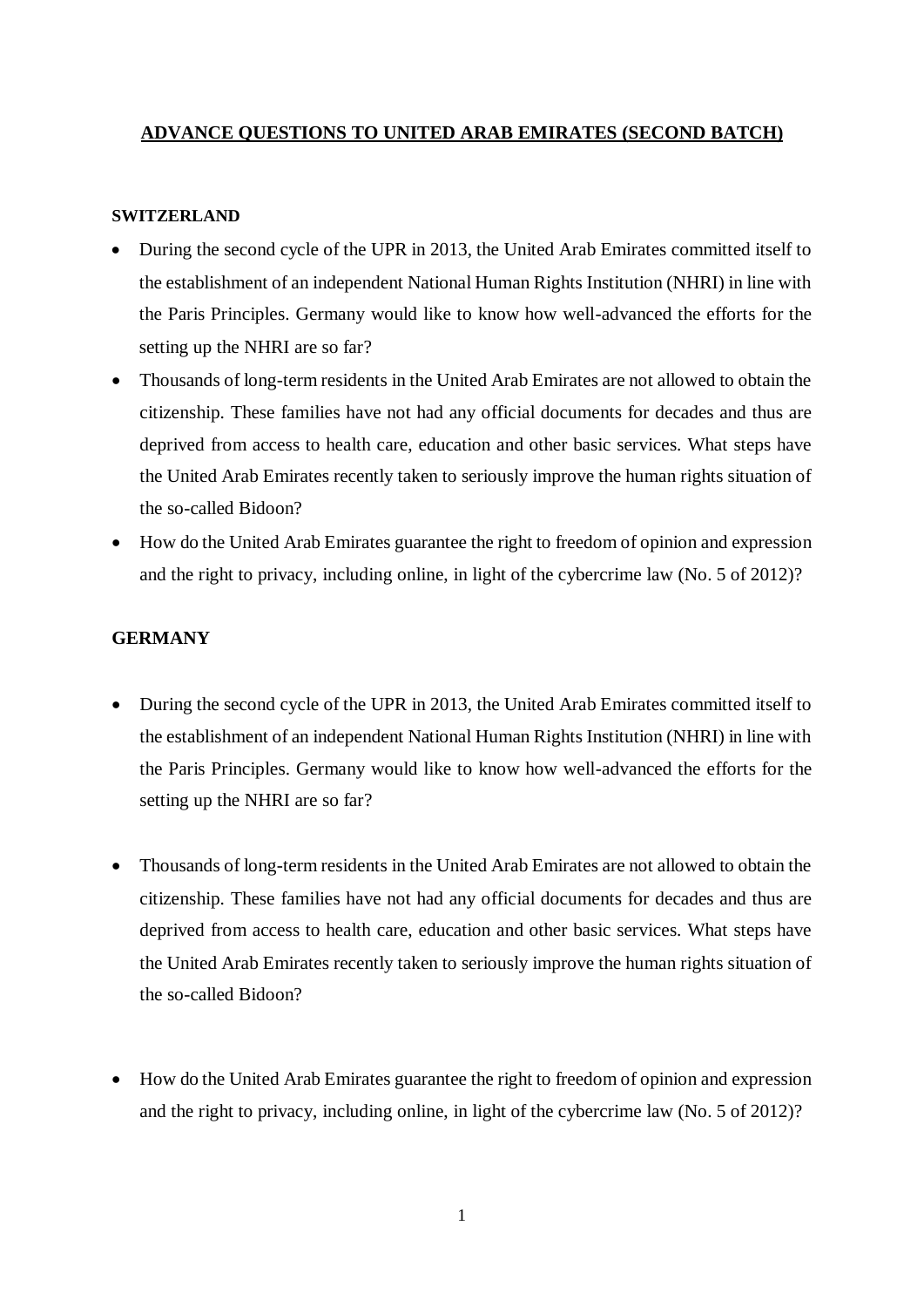# ADVANCE QUESTIONS TO UNITED ARAB EMIRATES (SECOND BATCH)

## SWITZERLAND

- During the second cycle of the UPR in 2013, the United Arab Emirates committed itself to the establishment of an independent National Human Rights Institution (NHRI) in line with the Paris Principles. Germany would like to know how well-advanced the efforts for the setting up the NHRI are so far?
- Thousands of long-term residents in the United Arab Emirates are not allowed to obtain the citizenship. These families have not had any official documents for decades and thus are deprived from access to health care, education and other basic services. What steps have the United Arab Emirates recently taken to seriously improve the human rights situation of the so-called Bidoon?
- How do the United Arab Emirates guarantee the right to freedom of opinion and expression and the right to privacy, including online, in light of the cybercrime law (No. 5 of 2012)?

## GERMANY

- During the second cycle of the UPR in 2013, the United Arab Emirates committed itself to the establishment of an independent National Human Rights Institution (NHRI) in line with the Paris Principles. Germany would like to know how well-advanced the efforts for the setting up the NHRI are so far?
- Thousands of long-term residents in the United Arab Emirates are not allowed to obtain the citizenship. These families have not had any official documents for decades and thus are deprived from access to health care, education and other basic services. What steps have the United Arab Emirates recently taken to seriously improve the human rights situation of the so-called Bidoon?
- How do the United Arab Emirates guarantee the right to freedom of opinion and expression and the right to privacy, including online, in light of the cybercrime law (No. 5 of 2012)?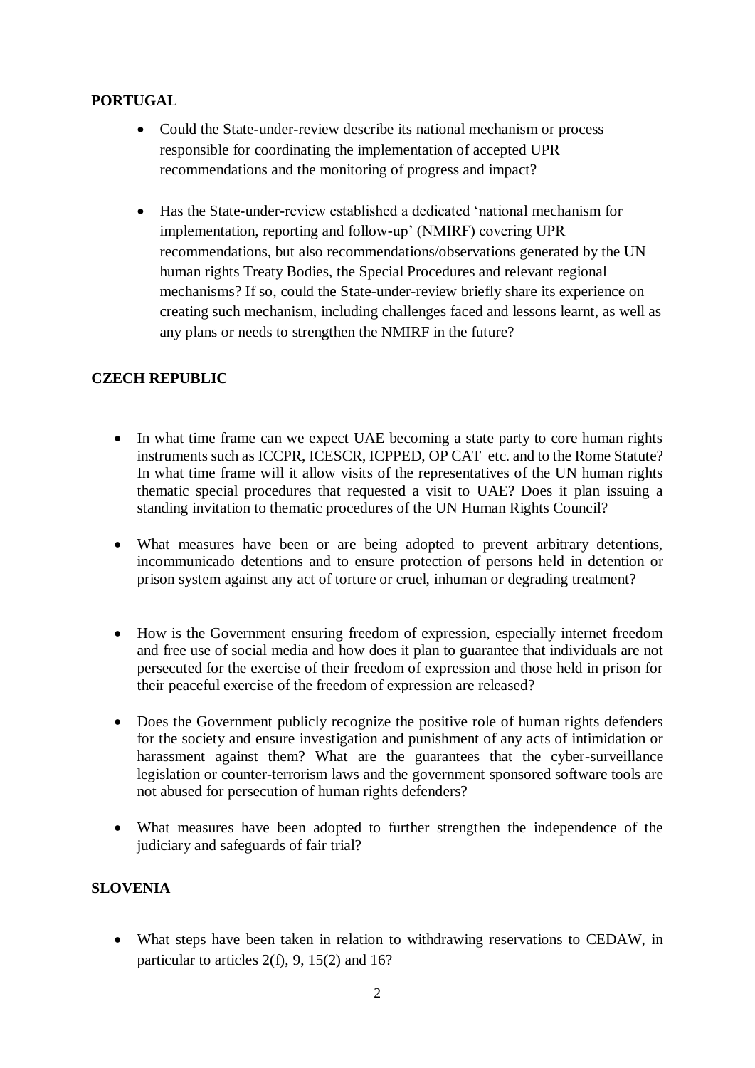**PORTUGAL**

- Could the State-under-review describe its national mechanism or process responsible for coordinating the implementation of accepted UPR recommendations and the monitoring of progress and impact?

- Has the State-under-review established a dedicated 'national mechanism for implementation, reporting and follow-up' (NMIRF) covering UPR recommendations, but also recommendations/observations generated by the UN human rights Treaty Bodies, the Special Procedures and relevant regional mechanisms? If so, could the State-under-review briefly share its experience on creating such mechanism, including challenges faced and lessons learnt, as well as any plans or needs to strengthen the NMIRF in the future?

**CZECH REPUBLIC**

- In what time frame can we expect UAE becoming a state party to core human rights instruments such as ICCPR, ICESCR, ICPPED, OP CAT etc. and to the Rome Statute? In what time frame will it allow visits of the representatives of the UN human rights thematic special procedures that requested a visit to UAE? Does it plan issuing a standing invitation to thematic procedures of the UN Human Rights Council?

- What measures have been or are being adopted to prevent arbitrary detentions, incommunicado detentions and to ensure protection of persons held in detention or prison system against any act of torture or cruel, inhuman or degrading treatment?

- How is the Government ensuring freedom of expression, especially internet freedom and free use of social media and how does it plan to guarantee that individuals are not persecuted for the exercise of their freedom of expression and those held in prison for their peaceful exercise of the freedom of expression are released?

- Does the Government publicly recognize the positive role of human rights defenders for the society and ensure investigation and punishment of any acts of intimidation or harassment against them? What are the guarantees that the cyber-surveillance legislation or counter-terrorism laws and the government sponsored software tools are not abused for persecution of human rights defenders?

- What measures have been adopted to further strengthen the independence of the judiciary and safeguards of fair trial?

**SLOVENIA**

- What steps have been taken in relation to withdrawing reservations to CEDAW, in particular to articles 2(f), 9, 15(2) and 16?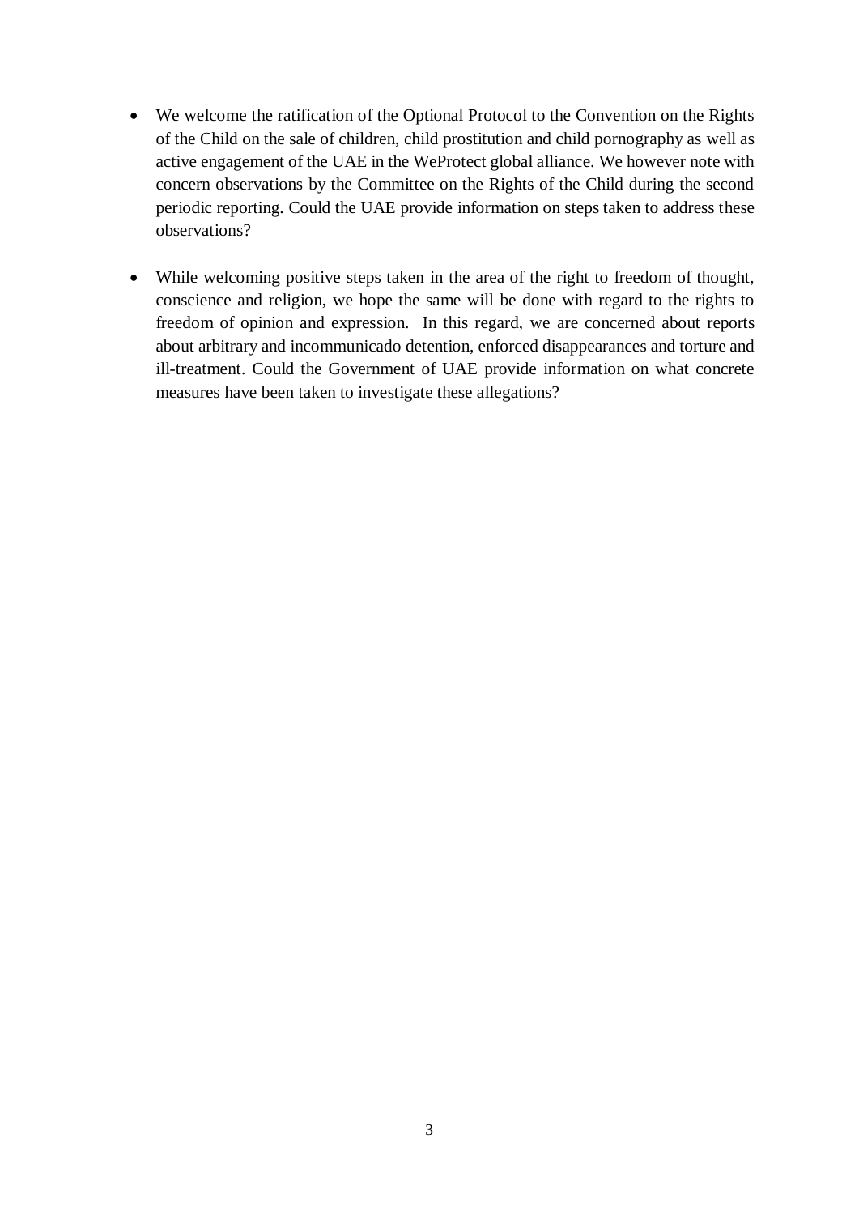- We welcome the ratification of the Optional Protocol to the Convention on the Rights of the Child on the sale of children, child prostitution and child pornography as well as active engagement of the UAE in the WeProtect global alliance. We however note with concern observations by the Committee on the Rights of the Child during the second periodic reporting. Could the UAE provide information on steps taken to address these observations?

- While welcoming positive steps taken in the area of the right to freedom of thought, conscience and religion, we hope the same will be done with regard to the rights to freedom of opinion and expression. In this regard, we are concerned about reports about arbitrary and incommunicado detention, enforced disappearances and torture and ill-treatment. Could the Government of UAE provide information on what concrete measures have been taken to investigate these allegations?